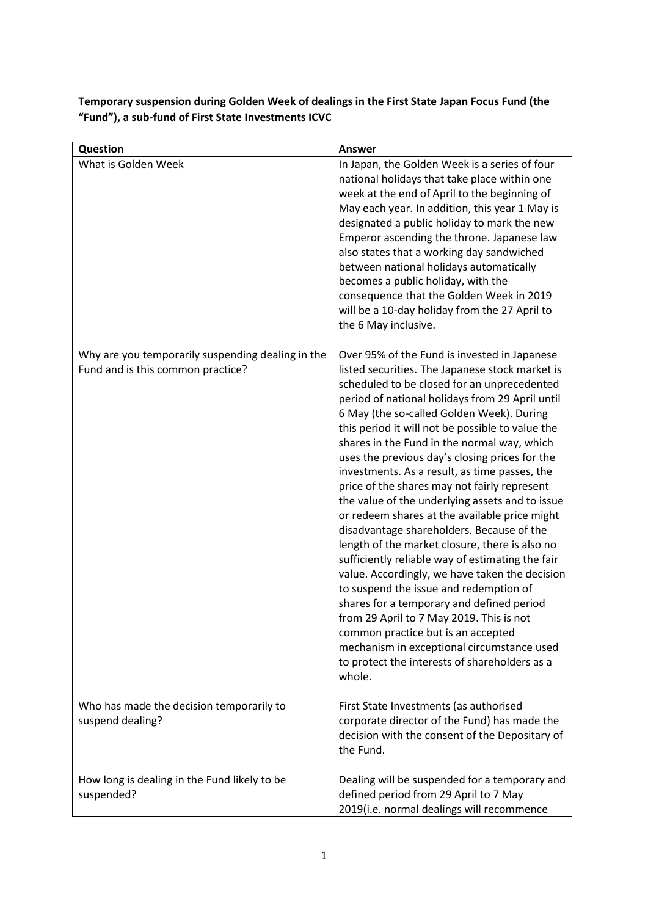**Temporary suspension during Golden Week of dealings in the First State Japan Focus Fund (the "Fund"), a sub-fund of First State Investments ICVC**

| Question | Answer |
| --- | --- |
| What is Golden Week | In Japan, the Golden Week is a series of four national holidays that take place within one week at the end of April to the beginning of May each year. In addition, this year 1 May is designated a public holiday to mark the new Emperor ascending the throne. Japanese law also states that a working day sandwiched between national holidays automatically becomes a public holiday, with the consequence that the Golden Week in 2019 will be a 10-day holiday from the 27 April to the 6 May inclusive. |
| Why are you temporarily suspending dealing in the Fund and is this common practice? | Over 95% of the Fund is invested in Japanese listed securities. The Japanese stock market is scheduled to be closed for an unprecedented period of national holidays from 29 April until 6 May (the so-called Golden Week). During this period it will not be possible to value the shares in the Fund in the normal way, which uses the previous day's closing prices for the investments. As a result, as time passes, the price of the shares may not fairly represent the value of the underlying assets and to issue or redeem shares at the available price might disadvantage shareholders. Because of the length of the market closure, there is also no sufficiently reliable way of estimating the fair value. Accordingly, we have taken the decision to suspend the issue and redemption of shares for a temporary and defined period from 29 April to 7 May 2019. This is not common practice but is an accepted mechanism in exceptional circumstance used to protect the interests of shareholders as a whole. |
| Who has made the decision temporarily to suspend dealing? | First State Investments (as authorised corporate director of the Fund) has made the decision with the consent of the Depositary of the Fund. |
| How long is dealing in the Fund likely to be suspended? | Dealing will be suspended for a temporary and defined period from 29 April to 7 May 2019(i.e. normal dealings will recommence |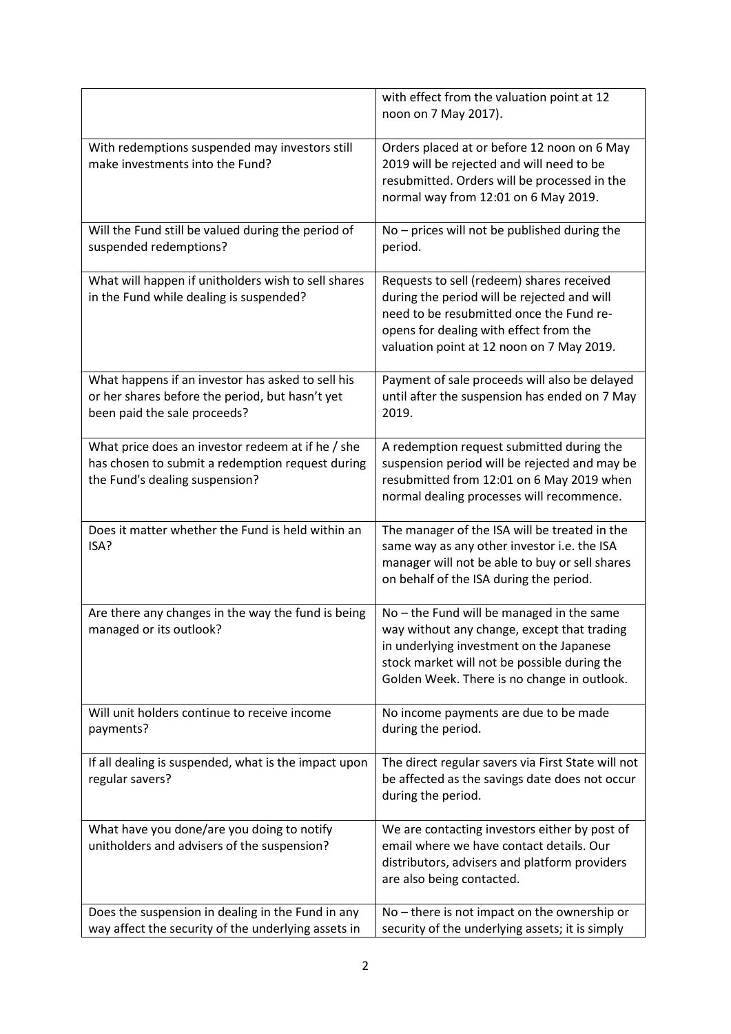| | |
|---|---|
| | with effect from the valuation point at 12 noon on 7 May 2017). |
| With redemptions suspended may investors still make investments into the Fund? | Orders placed at or before 12 noon on 6 May 2019 will be rejected and will need to be resubmitted. Orders will be processed in the normal way from 12:01 on 6 May 2019. |
| Will the Fund still be valued during the period of suspended redemptions? | No – prices will not be published during the period. |
| What will happen if unitholders wish to sell shares in the Fund while dealing is suspended? | Requests to sell (redeem) shares received during the period will be rejected and will need to be resubmitted once the Fund re-opens for dealing with effect from the valuation point at 12 noon on 7 May 2019. |
| What happens if an investor has asked to sell his or her shares before the period, but hasn't yet been paid the sale proceeds? | Payment of sale proceeds will also be delayed until after the suspension has ended on 7 May 2019. |
| What price does an investor redeem at if he / she has chosen to submit a redemption request during the Fund's dealing suspension? | A redemption request submitted during the suspension period will be rejected and may be resubmitted from 12:01 on 6 May 2019 when normal dealing processes will recommence. |
| Does it matter whether the Fund is held within an ISA? | The manager of the ISA will be treated in the same way as any other investor i.e. the ISA manager will not be able to buy or sell shares on behalf of the ISA during the period. |
| Are there any changes in the way the fund is being managed or its outlook? | No – the Fund will be managed in the same way without any change, except that trading in underlying investment on the Japanese stock market will not be possible during the Golden Week. There is no change in outlook. |
| Will unit holders continue to receive income payments? | No income payments are due to be made during the period. |
| If all dealing is suspended, what is the impact upon regular savers? | The direct regular savers via First State will not be affected as the savings date does not occur during the period. |
| What have you done/are you doing to notify unitholders and advisers of the suspension? | We are contacting investors either by post of email where we have contact details. Our distributors, advisers and platform providers are also being contacted. |
| Does the suspension in dealing in the Fund in any way affect the security of the underlying assets in | No – there is not impact on the ownership or security of the underlying assets; it is simply |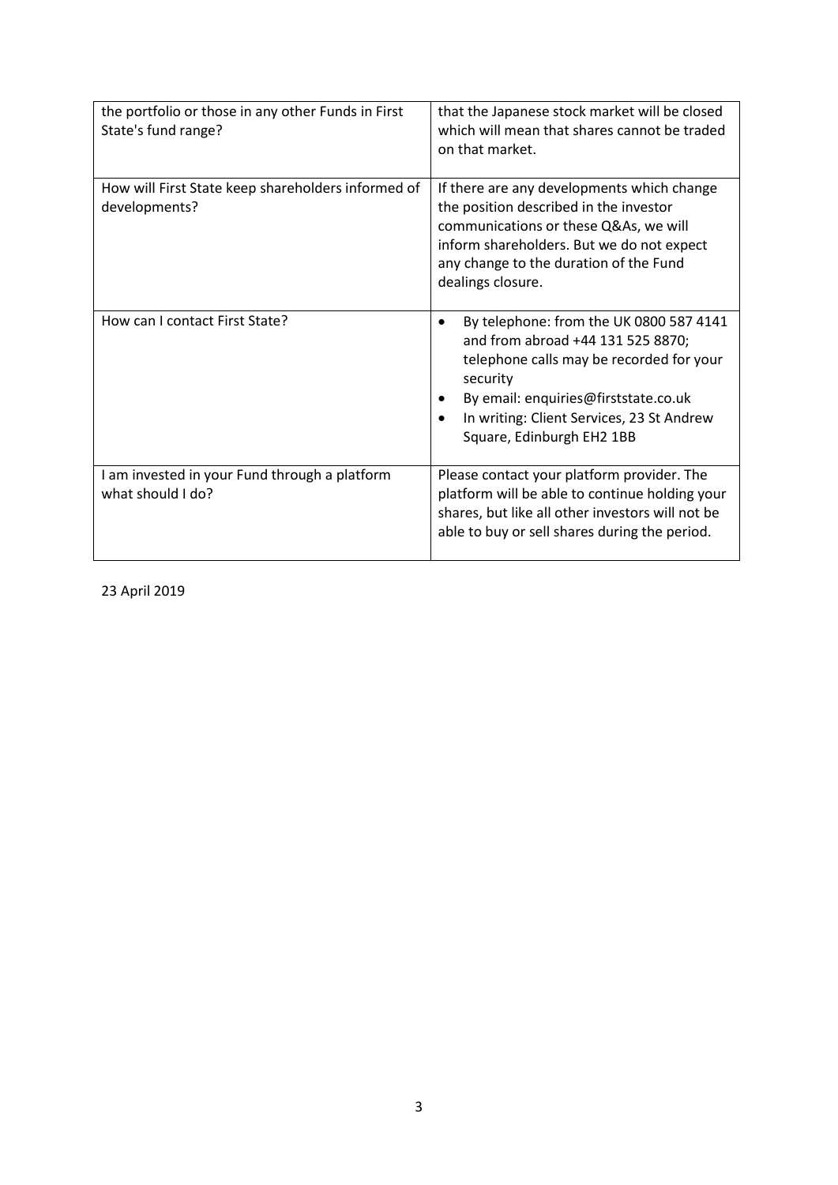| | |
|---|---|
| the portfolio or those in any other Funds in First State's fund range? | that the Japanese stock market will be closed which will mean that shares cannot be traded on that market. |
| How will First State keep shareholders informed of developments? | If there are any developments which change the position described in the investor communications or these Q&As, we will inform shareholders. But we do not expect any change to the duration of the Fund dealings closure. |
| How can I contact First State? | • By telephone: from the UK 0800 587 4141 and from abroad +44 131 525 8870; telephone calls may be recorded for your security<br>• By email: enquiries@firststate.co.uk<br>• In writing: Client Services, 23 St Andrew Square, Edinburgh EH2 1BB |
| I am invested in your Fund through a platform what should I do? | Please contact your platform provider. The platform will be able to continue holding your shares, but like all other investors will not be able to buy or sell shares during the period. |

23 April 2019